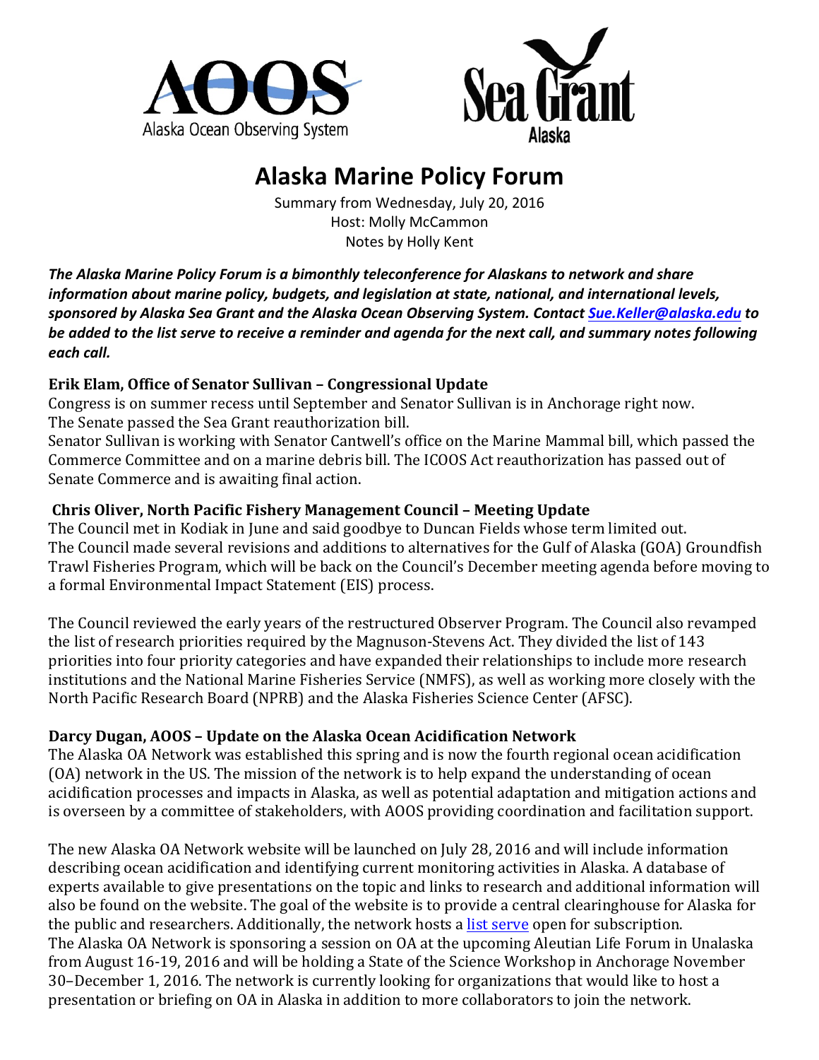# Alaska Marine Policy Forum

Summary from Wednesday, July 20, 2016
Host: Molly McCammon
Notes by Holly Kent

***The Alaska Marine Policy Forum is a bimonthly teleconference for Alaskans to network and share information about marine policy, budgets, and legislation at state, national, and international levels, sponsored by Alaska Sea Grant and the Alaska Ocean Observing System. Contact [Sue.Keller@alaska.edu](mailto:Sue.Keller@alaska.edu) to be added to the list serve to receive a reminder and agenda for the next call, and summary notes following each call.***

### Erik Elam, Office of Senator Sullivan – Congressional Update

Congress is on summer recess until September and Senator Sullivan is in Anchorage right now. The Senate passed the Sea Grant reauthorization bill.
Senator Sullivan is working with Senator Cantwell's office on the Marine Mammal bill, which passed the Commerce Committee and on a marine debris bill. The ICOOS Act reauthorization has passed out of Senate Commerce and is awaiting final action.

### Chris Oliver, North Pacific Fishery Management Council – Meeting Update

The Council met in Kodiak in June and said goodbye to Duncan Fields whose term limited out. The Council made several revisions and additions to alternatives for the Gulf of Alaska (GOA) Groundfish Trawl Fisheries Program, which will be back on the Council's December meeting agenda before moving to a formal Environmental Impact Statement (EIS) process.

The Council reviewed the early years of the restructured Observer Program. The Council also revamped the list of research priorities required by the Magnuson-Stevens Act. They divided the list of 143 priorities into four priority categories and have expanded their relationships to include more research institutions and the National Marine Fisheries Service (NMFS), as well as working more closely with the North Pacific Research Board (NPRB) and the Alaska Fisheries Science Center (AFSC).

### Darcy Dugan, AOOS – Update on the Alaska Ocean Acidification Network

The Alaska OA Network was established this spring and is now the fourth regional ocean acidification (OA) network in the US. The mission of the network is to help expand the understanding of ocean acidification processes and impacts in Alaska, as well as potential adaptation and mitigation actions and is overseen by a committee of stakeholders, with AOOS providing coordination and facilitation support.

The new Alaska OA Network website will be launched on July 28, 2016 and will include information describing ocean acidification and identifying current monitoring activities in Alaska. A database of experts available to give presentations on the topic and links to research and additional information will also be found on the website. The goal of the website is to provide a central clearinghouse for Alaska for the public and researchers. Additionally, the network hosts a list serve open for subscription.
The Alaska OA Network is sponsoring a session on OA at the upcoming Aleutian Life Forum in Unalaska from August 16-19, 2016 and will be holding a State of the Science Workshop in Anchorage November 30–December 1, 2016. The network is currently looking for organizations that would like to host a presentation or briefing on OA in Alaska in addition to more collaborators to join the network.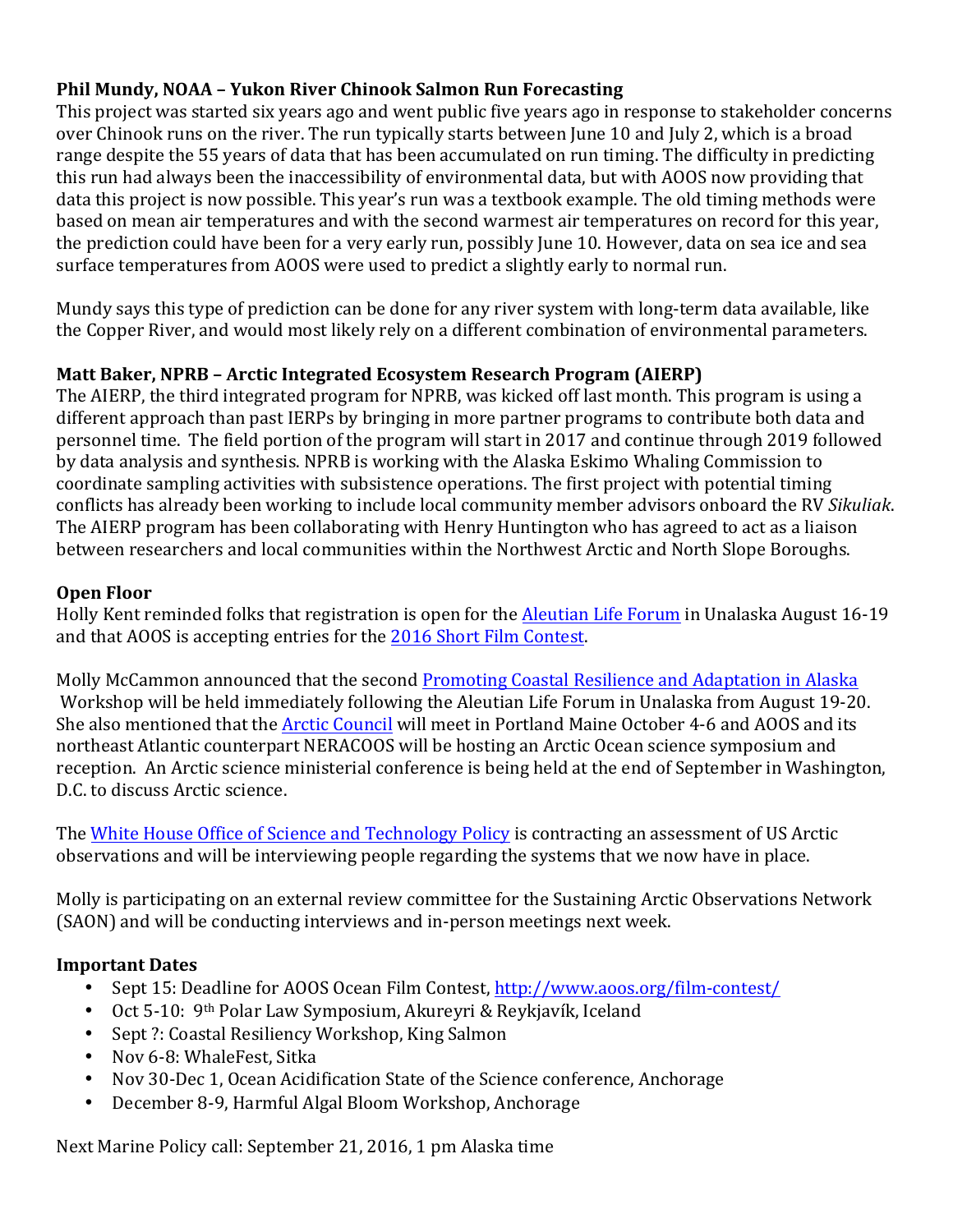**Phil Mundy, NOAA – Yukon River Chinook Salmon Run Forecasting**

This project was started six years ago and went public five years ago in response to stakeholder concerns over Chinook runs on the river. The run typically starts between June 10 and July 2, which is a broad range despite the 55 years of data that has been accumulated on run timing. The difficulty in predicting this run had always been the inaccessibility of environmental data, but with AOOS now providing that data this project is now possible. This year's run was a textbook example. The old timing methods were based on mean air temperatures and with the second warmest air temperatures on record for this year, the prediction could have been for a very early run, possibly June 10. However, data on sea ice and sea surface temperatures from AOOS were used to predict a slightly early to normal run.

Mundy says this type of prediction can be done for any river system with long-term data available, like the Copper River, and would most likely rely on a different combination of environmental parameters.

**Matt Baker, NPRB – Arctic Integrated Ecosystem Research Program (AIERP)**

The AIERP, the third integrated program for NPRB, was kicked off last month. This program is using a different approach than past IERPs by bringing in more partner programs to contribute both data and personnel time. The field portion of the program will start in 2017 and continue through 2019 followed by data analysis and synthesis. NPRB is working with the Alaska Eskimo Whaling Commission to coordinate sampling activities with subsistence operations. The first project with potential timing conflicts has already been working to include local community member advisors onboard the RV *Sikuliak*. The AIERP program has been collaborating with Henry Huntington who has agreed to act as a liaison between researchers and local communities within the Northwest Arctic and North Slope Boroughs.

**Open Floor**

Holly Kent reminded folks that registration is open for the Aleutian Life Forum in Unalaska August 16-19 and that AOOS is accepting entries for the 2016 Short Film Contest.

Molly McCammon announced that the second Promoting Coastal Resilience and Adaptation in Alaska Workshop will be held immediately following the Aleutian Life Forum in Unalaska from August 19-20. She also mentioned that the Arctic Council will meet in Portland Maine October 4-6 and AOOS and its northeast Atlantic counterpart NERACOOS will be hosting an Arctic Ocean science symposium and reception. An Arctic science ministerial conference is being held at the end of September in Washington, D.C. to discuss Arctic science.

The White House Office of Science and Technology Policy is contracting an assessment of US Arctic observations and will be interviewing people regarding the systems that we now have in place.

Molly is participating on an external review committee for the Sustaining Arctic Observations Network (SAON) and will be conducting interviews and in-person meetings next week.

**Important Dates**

- Sept 15: Deadline for AOOS Ocean Film Contest, http://www.aoos.org/film-contest/
- Oct 5-10: 9th Polar Law Symposium, Akureyri & Reykjavík, Iceland
- Sept ?: Coastal Resiliency Workshop, King Salmon
- Nov 6-8: WhaleFest, Sitka
- Nov 30-Dec 1, Ocean Acidification State of the Science conference, Anchorage
- December 8-9, Harmful Algal Bloom Workshop, Anchorage

Next Marine Policy call: September 21, 2016, 1 pm Alaska time